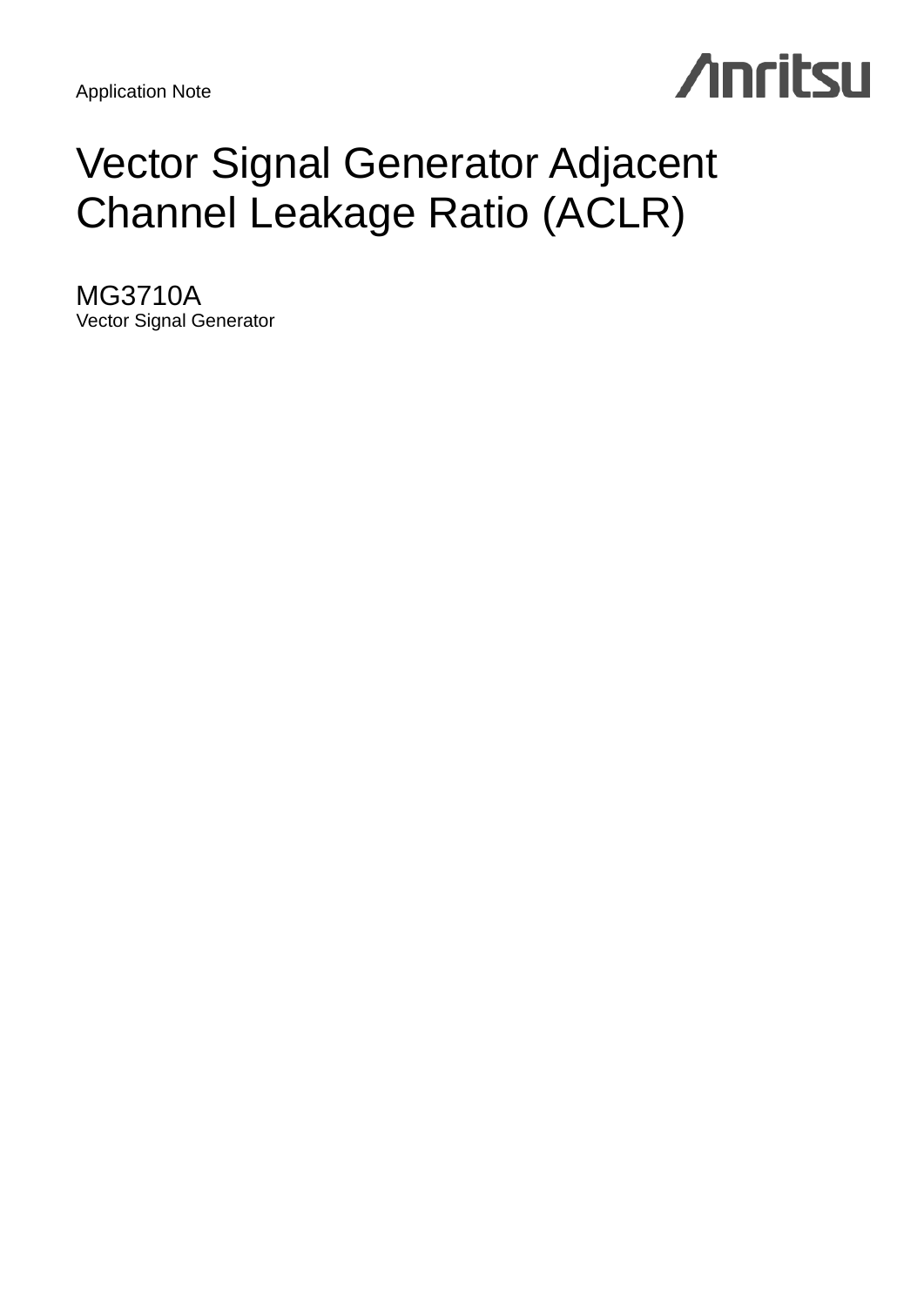Application Note

# Vector Signal Generator Adjacent Channel Leakage Ratio (ACLR)

## MG3710A

Vector Signal Generator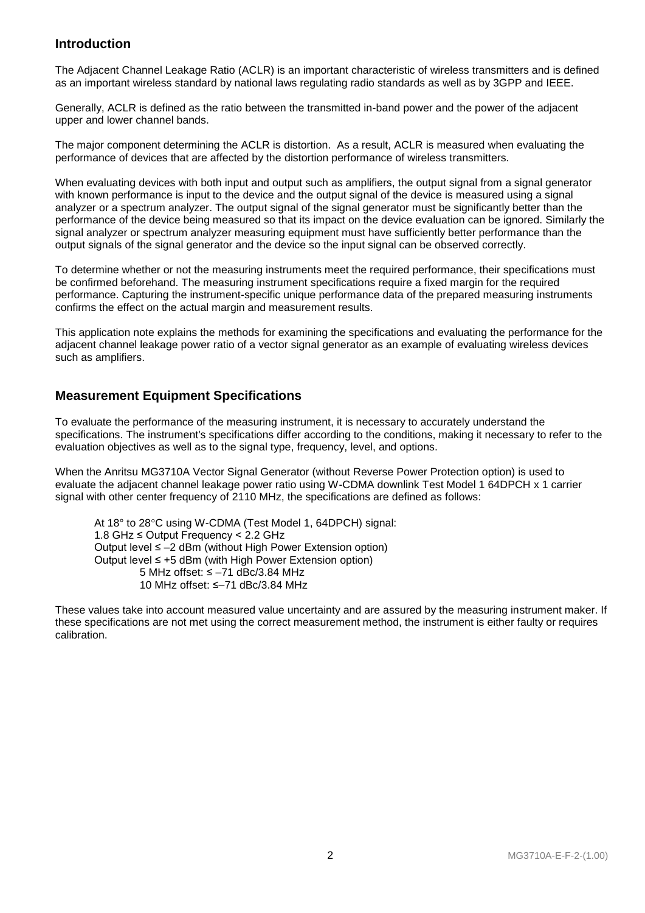## Introduction

The Adjacent Channel Leakage Ratio (ACLR) is an important characteristic of wireless transmitters and is defined as an important wireless standard by national laws regulating radio standards as well as by 3GPP and IEEE.

Generally, ACLR is defined as the ratio between the transmitted in-band power and the power of the adjacent upper and lower channel bands.

The major component determining the ACLR is distortion. As a result, ACLR is measured when evaluating the performance of devices that are affected by the distortion performance of wireless transmitters.

When evaluating devices with both input and output such as amplifiers, the output signal from a signal generator with known performance is input to the device and the output signal of the device is measured using a signal analyzer or a spectrum analyzer. The output signal of the signal generator must be significantly better than the performance of the device being measured so that its impact on the device evaluation can be ignored. Similarly the signal analyzer or spectrum analyzer measuring equipment must have sufficiently better performance than the output signals of the signal generator and the device so the input signal can be observed correctly.

To determine whether or not the measuring instruments meet the required performance, their specifications must be confirmed beforehand. The measuring instrument specifications require a fixed margin for the required performance. Capturing the instrument-specific unique performance data of the prepared measuring instruments confirms the effect on the actual margin and measurement results.

This application note explains the methods for examining the specifications and evaluating the performance for the adjacent channel leakage power ratio of a vector signal generator as an example of evaluating wireless devices such as amplifiers.

## Measurement Equipment Specifications

To evaluate the performance of the measuring instrument, it is necessary to accurately understand the specifications. The instrument's specifications differ according to the conditions, making it necessary to refer to the evaluation objectives as well as to the signal type, frequency, level, and options.

When the Anritsu MG3710A Vector Signal Generator (without Reverse Power Protection option) is used to evaluate the adjacent channel leakage power ratio using W-CDMA downlink Test Model 1 64DPCH x 1 carrier signal with other center frequency of 2110 MHz, the specifications are defined as follows:

> At 18° to 28°C using W-CDMA (Test Model 1, 64DPCH) signal:
> 1.8 GHz ≤ Output Frequency < 2.2 GHz
> Output level ≤ –2 dBm (without High Power Extension option)
> Output level ≤ +5 dBm (with High Power Extension option)
> 5 MHz offset: ≤ –71 dBc/3.84 MHz
> 10 MHz offset: ≤–71 dBc/3.84 MHz

These values take into account measured value uncertainty and are assured by the measuring instrument maker. If these specifications are not met using the correct measurement method, the instrument is either faulty or requires calibration.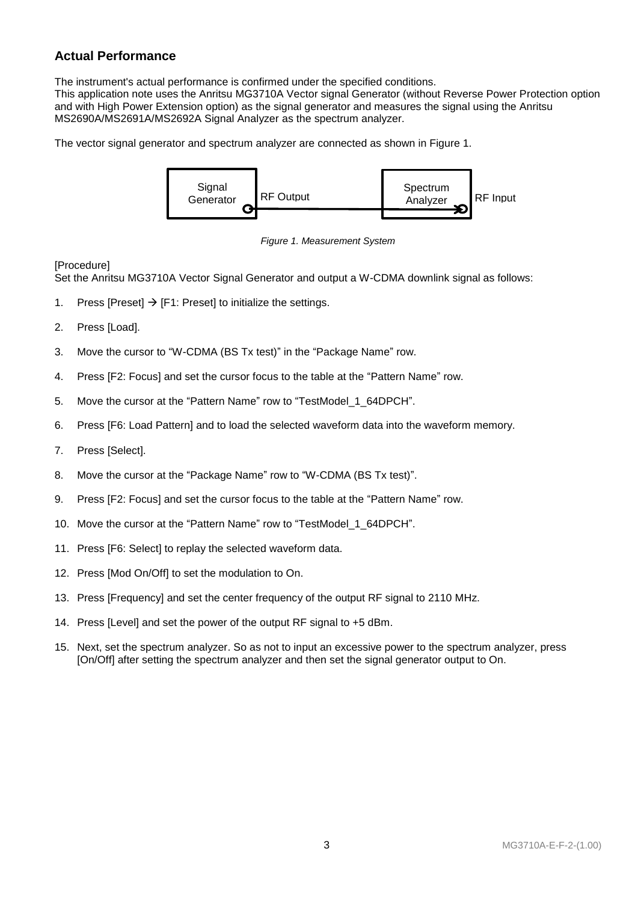## Actual Performance

The instrument's actual performance is confirmed under the specified conditions.
This application note uses the Anritsu MG3710A Vector signal Generator (without Reverse Power Protection option and with High Power Extension option) as the signal generator and measures the signal using the Anritsu MS2690A/MS2691A/MS2692A Signal Analyzer as the spectrum analyzer.

The vector signal generator and spectrum analyzer are connected as shown in Figure 1.

Signal Generator RF Output — Spectrum Analyzer RF Input

*Figure 1. Measurement System*

[Procedure]
Set the Anritsu MG3710A Vector Signal Generator and output a W-CDMA downlink signal as follows:

1. Press [Preset] → [F1: Preset] to initialize the settings.
2. Press [Load].
3. Move the cursor to "W-CDMA (BS Tx test)" in the "Package Name" row.
4. Press [F2: Focus] and set the cursor focus to the table at the "Pattern Name" row.
5. Move the cursor at the "Pattern Name" row to "TestModel_1_64DPCH".
6. Press [F6: Load Pattern] and to load the selected waveform data into the waveform memory.
7. Press [Select].
8. Move the cursor at the "Package Name" row to "W-CDMA (BS Tx test)".
9. Press [F2: Focus] and set the cursor focus to the table at the "Pattern Name" row.
10. Move the cursor at the "Pattern Name" row to "TestModel_1_64DPCH".
11. Press [F6: Select] to replay the selected waveform data.
12. Press [Mod On/Off] to set the modulation to On.
13. Press [Frequency] and set the center frequency of the output RF signal to 2110 MHz.
14. Press [Level] and set the power of the output RF signal to +5 dBm.
15. Next, set the spectrum analyzer. So as not to input an excessive power to the spectrum analyzer, press [On/Off] after setting the spectrum analyzer and then set the signal generator output to On.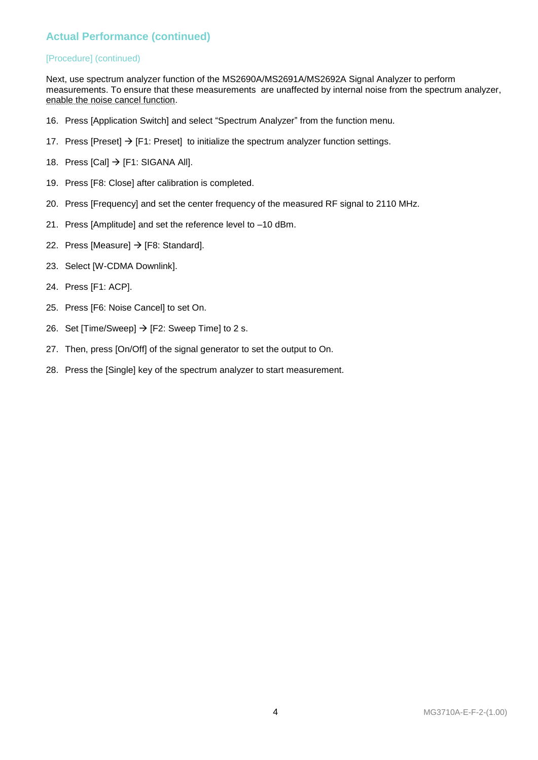## Actual Performance (continued)

[Procedure] (continued)

Next, use spectrum analyzer function of the MS2690A/MS2691A/MS2692A Signal Analyzer to perform measurements. To ensure that these measurements are unaffected by internal noise from the spectrum analyzer, enable the noise cancel function.

16. Press [Application Switch] and select “Spectrum Analyzer” from the function menu.
17. Press [Preset] → [F1: Preset] to initialize the spectrum analyzer function settings.
18. Press [Cal] → [F1: SIGANA All].
19. Press [F8: Close] after calibration is completed.
20. Press [Frequency] and set the center frequency of the measured RF signal to 2110 MHz.
21. Press [Amplitude] and set the reference level to –10 dBm.
22. Press [Measure] → [F8: Standard].
23. Select [W-CDMA Downlink].
24. Press [F1: ACP].
25. Press [F6: Noise Cancel] to set On.
26. Set [Time/Sweep] → [F2: Sweep Time] to 2 s.
27. Then, press [On/Off] of the signal generator to set the output to On.
28. Press the [Single] key of the spectrum analyzer to start measurement.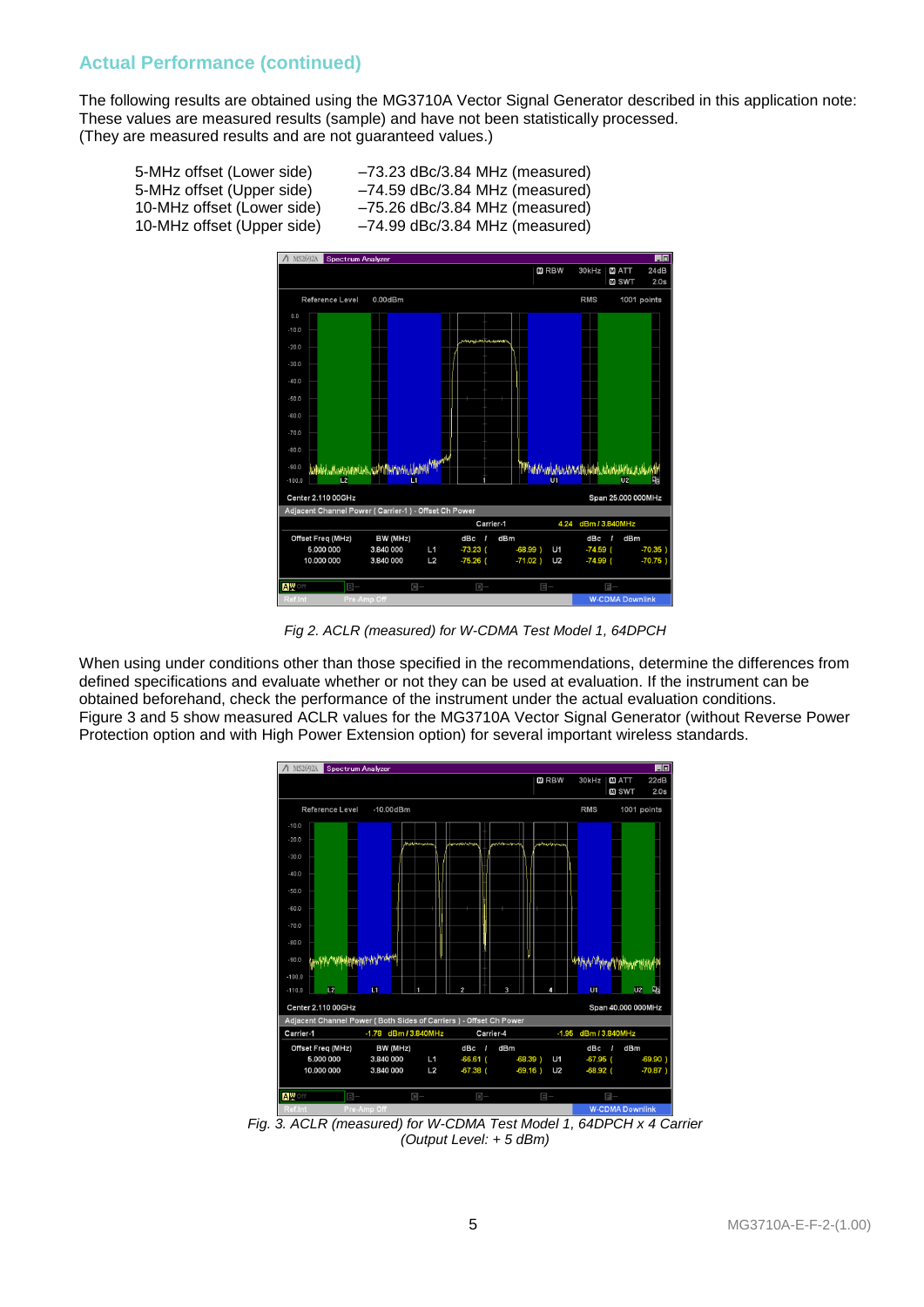## Actual Performance (continued)

The following results are obtained using the MG3710A Vector Signal Generator described in this application note:
These values are measured results (sample) and have not been statistically processed.
(They are measured results and are not guaranteed values.)

| | |
|---|---|
| 5-MHz offset (Lower side) | –73.23 dBc/3.84 MHz (measured) |
| 5-MHz offset (Upper side) | –74.59 dBc/3.84 MHz (measured) |
| 10-MHz offset (Lower side) | –75.26 dBc/3.84 MHz (measured) |
| 10-MHz offset (Upper side) | –74.99 dBc/3.84 MHz (measured) |

*Fig 2. ACLR (measured) for W-CDMA Test Model 1, 64DPCH*

When using under conditions other than those specified in the recommendations, determine the differences from defined specifications and evaluate whether or not they can be used at evaluation. If the instrument can be obtained beforehand, check the performance of the instrument under the actual evaluation conditions.
Figure 3 and 5 show measured ACLR values for the MG3710A Vector Signal Generator (without Reverse Power Protection option and with High Power Extension option) for several important wireless standards.

*Fig. 3. ACLR (measured) for W-CDMA Test Model 1, 64DPCH x 4 Carrier (Output Level: + 5 dBm)*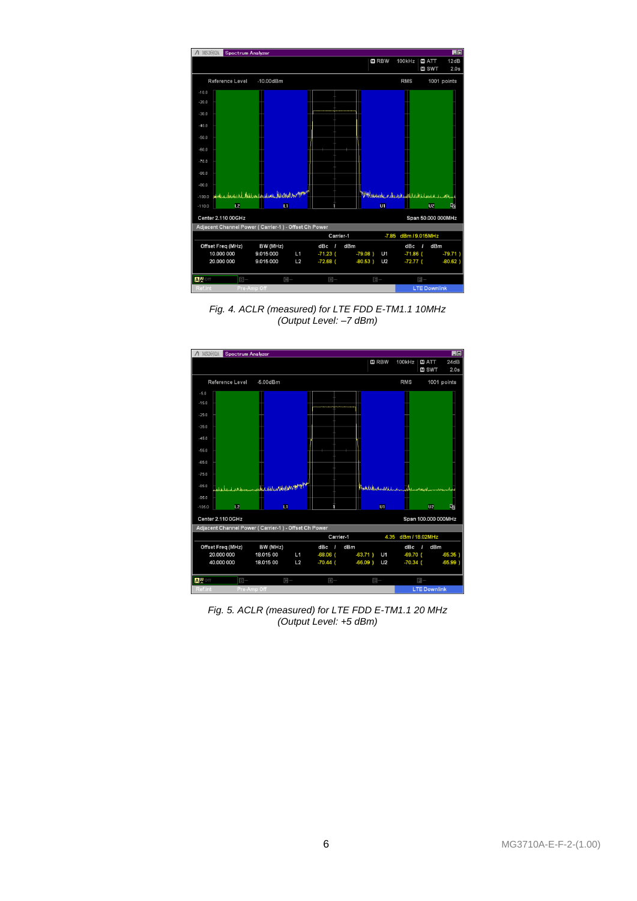Fig. 4. ACLR (measured) for LTE FDD E-TM1.1 10MHz
(Output Level: –7 dBm)

Fig. 5. ACLR (measured) for LTE FDD E-TM1.1 20 MHz
(Output Level: +5 dBm)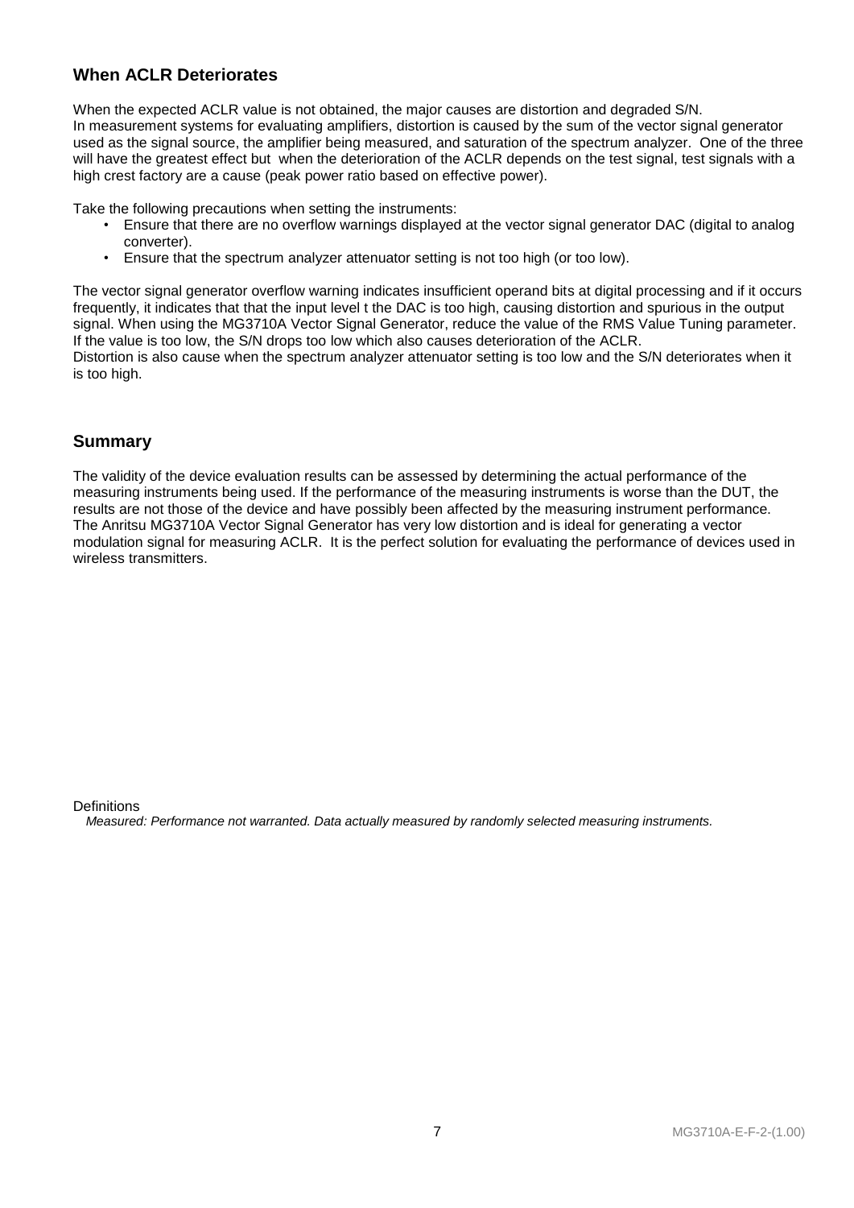## When ACLR Deteriorates

When the expected ACLR value is not obtained, the major causes are distortion and degraded S/N.
In measurement systems for evaluating amplifiers, distortion is caused by the sum of the vector signal generator used as the signal source, the amplifier being measured, and saturation of the spectrum analyzer. One of the three will have the greatest effect but when the deterioration of the ACLR depends on the test signal, test signals with a high crest factory are a cause (peak power ratio based on effective power).

Take the following precautions when setting the instruments:

- Ensure that there are no overflow warnings displayed at the vector signal generator DAC (digital to analog converter).
- Ensure that the spectrum analyzer attenuator setting is not too high (or too low).

The vector signal generator overflow warning indicates insufficient operand bits at digital processing and if it occurs frequently, it indicates that that the input level t the DAC is too high, causing distortion and spurious in the output signal. When using the MG3710A Vector Signal Generator, reduce the value of the RMS Value Tuning parameter. If the value is too low, the S/N drops too low which also causes deterioration of the ACLR.
Distortion is also cause when the spectrum analyzer attenuator setting is too low and the S/N deteriorates when it is too high.

## Summary

The validity of the device evaluation results can be assessed by determining the actual performance of the measuring instruments being used. If the performance of the measuring instruments is worse than the DUT, the results are not those of the device and have possibly been affected by the measuring instrument performance.
The Anritsu MG3710A Vector Signal Generator has very low distortion and is ideal for generating a vector modulation signal for measuring ACLR. It is the perfect solution for evaluating the performance of devices used in wireless transmitters.

Definitions

*Measured: Performance not warranted. Data actually measured by randomly selected measuring instruments.*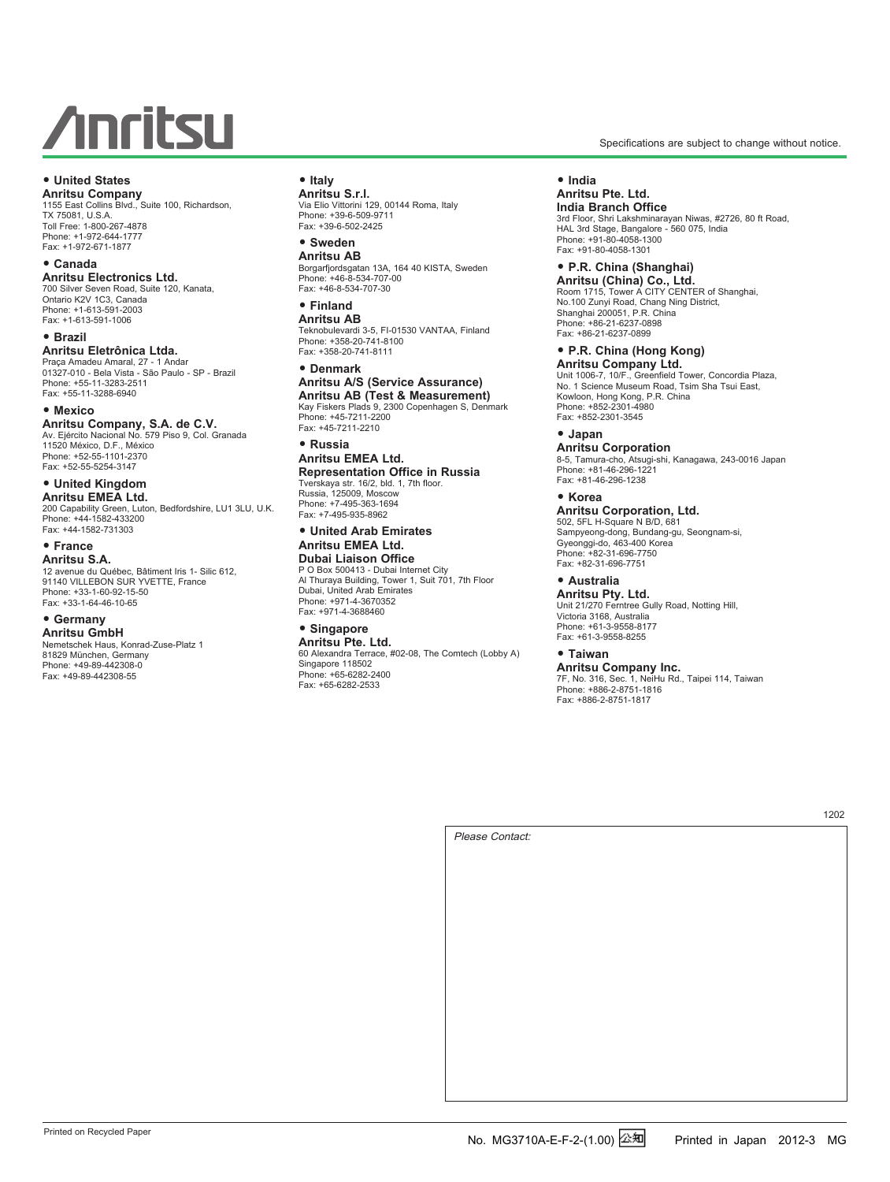Anritsu

Specifications are subject to change without notice.

- **United States**

**Anritsu Company**
1155 East Collins Blvd., Suite 100, Richardson,
TX 75081, U.S.A.
Toll Free: 1-800-267-4878
Phone: +1-972-644-1777
Fax: +1-972-671-1877

- **Canada**

**Anritsu Electronics Ltd.**
700 Silver Seven Road, Suite 120, Kanata,
Ontario K2V 1C3, Canada
Phone: +1-613-591-2003
Fax: +1-613-591-1006

- **Brazil**

**Anritsu Eletrônica Ltda.**
Praça Amadeu Amaral, 27 - 1 Andar
01327-010 - Bela Vista - São Paulo - SP - Brazil
Phone: +55-11-3283-2511
Fax: +55-11-3288-6940

- **Mexico**

**Anritsu Company, S.A. de C.V.**
Av. Ejército Nacional No. 579 Piso 9, Col. Granada
11520 México, D.F., México
Phone: +52-55-1101-2370
Fax: +52-55-5254-3147

- **United Kingdom**

**Anritsu EMEA Ltd.**
200 Capability Green, Luton, Bedfordshire, LU1 3LU, U.K.
Phone: +44-1582-433200
Fax: +44-1582-731303

- **France**

**Anritsu S.A.**
12 avenue du Québec, Bâtiment Iris 1- Silic 612,
91140 VILLEBON SUR YVETTE, France
Phone: +33-1-60-92-15-50
Fax: +33-1-64-46-10-65

- **Germany**

**Anritsu GmbH**
Nemetschek Haus, Konrad-Zuse-Platz 1
81829 München, Germany
Phone: +49-89-442308-0
Fax: +49-89-442308-55

- **Italy**

**Anritsu S.r.l.**
Via Elio Vittorini 129, 00144 Roma, Italy
Phone: +39-6-509-9711
Fax: +39-6-502-2425

- **Sweden**

**Anritsu AB**
Borgarfjordsgatan 13A, 164 40 KISTA, Sweden
Phone: +46-8-534-707-00
Fax: +46-8-534-707-30

- **Finland**

**Anritsu AB**
Teknobulevardi 3-5, FI-01530 VANTAA, Finland
Phone: +358-20-741-8100
Fax: +358-20-741-8111

- **Denmark**

**Anritsu A/S (Service Assurance)**
**Anritsu AB (Test & Measurement)**
Kay Fiskers Plads 9, 2300 Copenhagen S, Denmark
Phone: +45-7211-2200
Fax: +45-7211-2210

- **Russia**

**Anritsu EMEA Ltd.**
**Representation Office in Russia**
Tverskaya str. 16/2, bld. 1, 7th floor.
Russia, 125009, Moscow
Phone: +7-495-363-1694
Fax: +7-495-935-8962

- **United Arab Emirates**

**Anritsu EMEA Ltd.**
**Dubai Liaison Office**
P O Box 500413 - Dubai Internet City
Al Thuraya Building, Tower 1, Suit 701, 7th Floor
Dubai, United Arab Emirates
Phone: +971-4-3670352
Fax: +971-4-3688460

- **Singapore**

**Anritsu Pte. Ltd.**
60 Alexandra Terrace, #02-08, The Comtech (Lobby A)
Singapore 118502
Phone: +65-6282-2400
Fax: +65-6282-2533

- **India**

**Anritsu Pte. Ltd.**
**India Branch Office**
3rd Floor, Shri Lakshminarayan Niwas, #2726, 80 ft Road,
HAL 3rd Stage, Bangalore - 560 075, India
Phone: +91-80-4058-1300
Fax: +91-80-4058-1301

- **P.R. China (Shanghai)**

**Anritsu (China) Co., Ltd.**
Room 1715, Tower A CITY CENTER of Shanghai,
No.100 Zunyi Road, Chang Ning District,
Shanghai 200051, P.R. China
Phone: +86-21-6237-0898
Fax: +86-21-6237-0899

- **P.R. China (Hong Kong)**

**Anritsu Company Ltd.**
Unit 1006-7, 10/F., Greenfield Tower, Concordia Plaza,
No. 1 Science Museum Road, Tsim Sha Tsui East,
Kowloon, Hong Kong, P.R. China
Phone: +852-2301-4980
Fax: +852-2301-3545

- **Japan**

**Anritsu Corporation**
8-5, Tamura-cho, Atsugi-shi, Kanagawa, 243-0016 Japan
Phone: +81-46-296-1221
Fax: +81-46-296-1238

- **Korea**

**Anritsu Corporation, Ltd.**
502, 5FL H-Square N B/D, 681
Sampyeong-dong, Bundang-gu, Seongnam-si,
Gyeonggi-do, 463-400 Korea
Phone: +82-31-696-7750
Fax: +82-31-696-7751

- **Australia**

**Anritsu Pty. Ltd.**
Unit 21/270 Ferntree Gully Road, Notting Hill,
Victoria 3168, Australia
Phone: +61-3-9558-8177
Fax: +61-3-9558-8255

- **Taiwan**

**Anritsu Company Inc.**
7F, No. 316, Sec. 1, NeiHu Rd., Taipei 114, Taiwan
Phone: +886-2-8751-1816
Fax: +886-2-8751-1817

1202

*Please Contact:*

Printed on Recycled Paper

No. MG3710A-E-F-2-(1.00) 公知 Printed in Japan 2012-3 MG